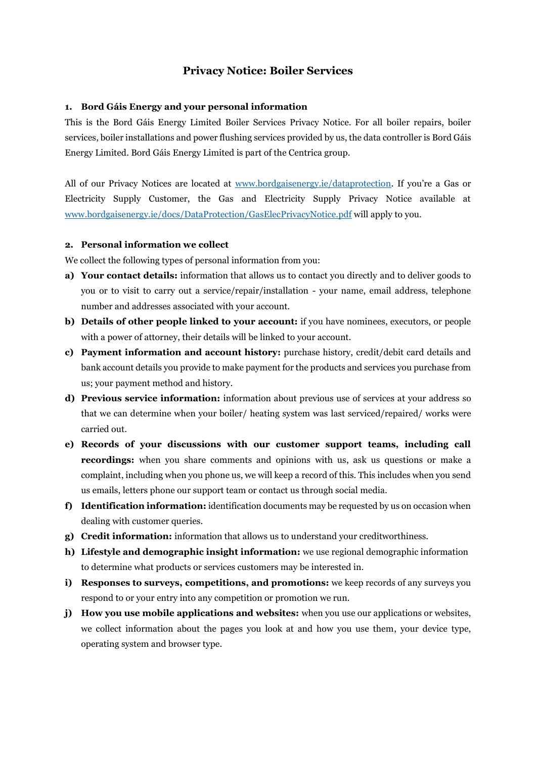# Privacy Notice: Boiler Services

## 1. Bord Gáis Energy and your personal information

This is the Bord Gáis Energy Limited Boiler Services Privacy Notice. For all boiler repairs, boiler services, boiler installations and power flushing services provided by us, the data controller is Bord Gáis Energy Limited. Bord Gáis Energy Limited is part of the Centrica group.

All of our Privacy Notices are located at [www.bordgaisenergy.ie/dataprotection](www.bordgaisenergy.ie/dataprotection). If you're a Gas or Electricity Supply Customer, the Gas and Electricity Supply Privacy Notice available at [www.bordgaisenergy.ie/docs/DataProtection/GasElecPrivacyNotice.pdf](www.bordgaisenergy.ie/docs/DataProtection/GasElecPrivacyNotice.pdf) will apply to you.

## 2. Personal information we collect

We collect the following types of personal information from you:

a) **Your contact details:** information that allows us to contact you directly and to deliver goods to you or to visit to carry out a service/repair/installation - your name, email address, telephone number and addresses associated with your account.

b) **Details of other people linked to your account:** if you have nominees, executors, or people with a power of attorney, their details will be linked to your account.

c) **Payment information and account history:** purchase history, credit/debit card details and bank account details you provide to make payment for the products and services you purchase from us; your payment method and history.

d) **Previous service information:** information about previous use of services at your address so that we can determine when your boiler/ heating system was last serviced/repaired/ works were carried out.

e) **Records of your discussions with our customer support teams, including call recordings:** when you share comments and opinions with us, ask us questions or make a complaint, including when you phone us, we will keep a record of this. This includes when you send us emails, letters phone our support team or contact us through social media.

f) **Identification information:** identification documents may be requested by us on occasion when dealing with customer queries.

g) **Credit information:** information that allows us to understand your creditworthiness.

h) **Lifestyle and demographic insight information:** we use regional demographic information to determine what products or services customers may be interested in.

i) **Responses to surveys, competitions, and promotions:** we keep records of any surveys you respond to or your entry into any competition or promotion we run.

j) **How you use mobile applications and websites:** when you use our applications or websites, we collect information about the pages you look at and how you use them, your device type, operating system and browser type.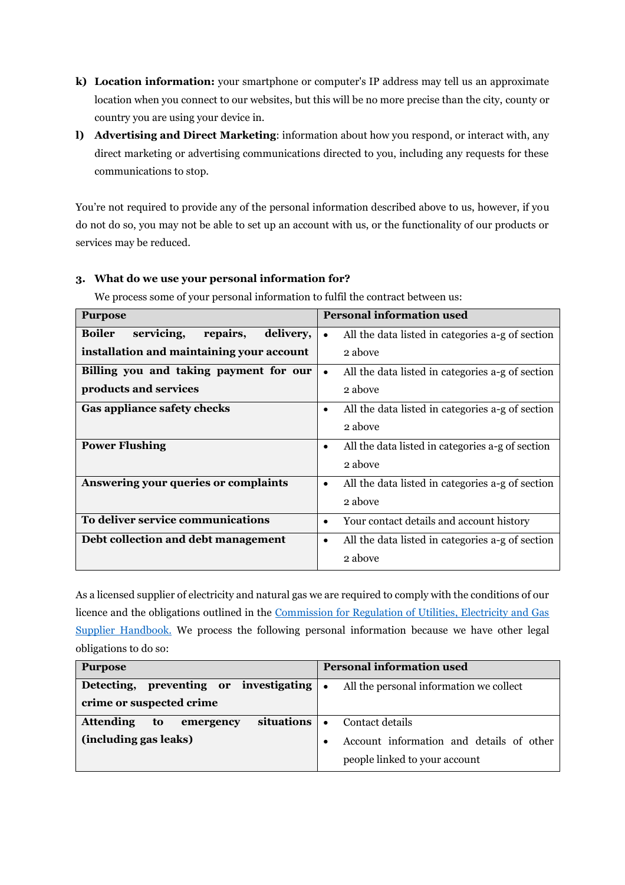k) **Location information:** your smartphone or computer's IP address may tell us an approximate location when you connect to our websites, but this will be no more precise than the city, county or country you are using your device in.

l) **Advertising and Direct Marketing**: information about how you respond, or interact with, any direct marketing or advertising communications directed to you, including any requests for these communications to stop.

You're not required to provide any of the personal information described above to us, however, if you do not do so, you may not be able to set up an account with us, or the functionality of our products or services may be reduced.

### 3. What do we use your personal information for?

We process some of your personal information to fulfil the contract between us:

| Purpose | Personal information used |
| --- | --- |
| **Boiler servicing, repairs, delivery, installation and maintaining your account** | • All the data listed in categories a-g of section 2 above |
| **Billing you and taking payment for our products and services** | • All the data listed in categories a-g of section 2 above |
| **Gas appliance safety checks** | • All the data listed in categories a-g of section 2 above |
| **Power Flushing** | • All the data listed in categories a-g of section 2 above |
| **Answering your queries or complaints** | • All the data listed in categories a-g of section 2 above |
| **To deliver service communications** | • Your contact details and account history |
| **Debt collection and debt management** | • All the data listed in categories a-g of section 2 above |

As a licensed supplier of electricity and natural gas we are required to comply with the conditions of our licence and the obligations outlined in the [Commission for Regulation of Utilities, Electricity and Gas Supplier Handbook.]() We process the following personal information because we have other legal obligations to do so:

| Purpose | Personal information used |
| --- | --- |
| **Detecting, preventing or investigating crime or suspected crime** | • All the personal information we collect |
| **Attending to emergency situations (including gas leaks)** | • Contact details<br>• Account information and details of other people linked to your account |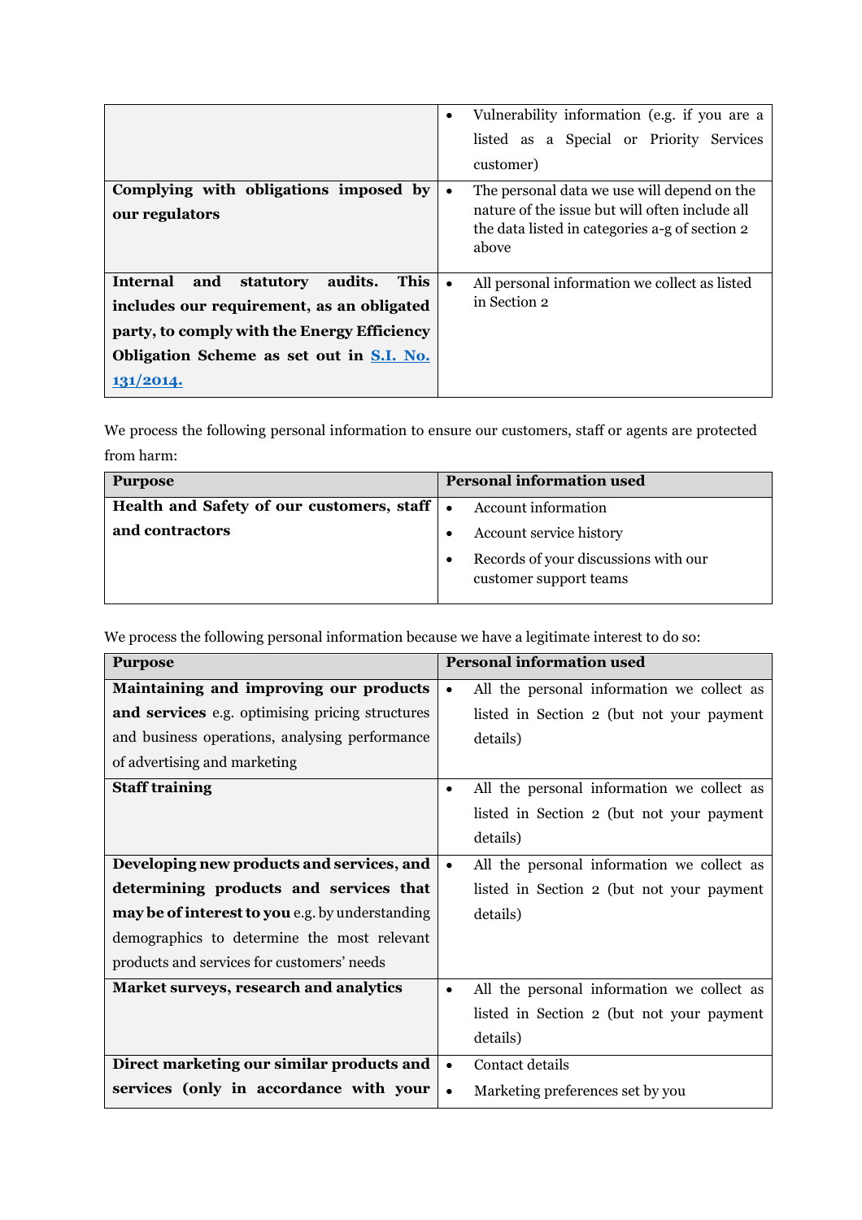| | |
|---|---|
| | • Vulnerability information (e.g. if you are a listed as a Special or Priority Services customer) |
| **Complying with obligations imposed by our regulators** | • The personal data we use will depend on the nature of the issue but will often include all the data listed in categories a-g of section 2 above |
| **Internal and statutory audits. This includes our requirement, as an obligated party, to comply with the Energy Efficiency Obligation Scheme as set out in [S.I. No. 131/2014.](#)** | • All personal information we collect as listed in Section 2 |

We process the following personal information to ensure our customers, staff or agents are protected from harm:

| Purpose | Personal information used |
|---|---|
| **Health and Safety of our customers, staff and contractors** | • Account information<br>• Account service history<br>• Records of your discussions with our customer support teams |

We process the following personal information because we have a legitimate interest to do so:

| Purpose | Personal information used |
|---|---|
| **Maintaining and improving our products and services** e.g. optimising pricing structures and business operations, analysing performance of advertising and marketing | • All the personal information we collect as listed in Section 2 (but not your payment details) |
| **Staff training** | • All the personal information we collect as listed in Section 2 (but not your payment details) |
| **Developing new products and services, and determining products and services that may be of interest to you** e.g. by understanding demographics to determine the most relevant products and services for customers' needs | • All the personal information we collect as listed in Section 2 (but not your payment details) |
| **Market surveys, research and analytics** | • All the personal information we collect as listed in Section 2 (but not your payment details) |
| **Direct marketing our similar products and services (only in accordance with your** | • Contact details<br>• Marketing preferences set by you |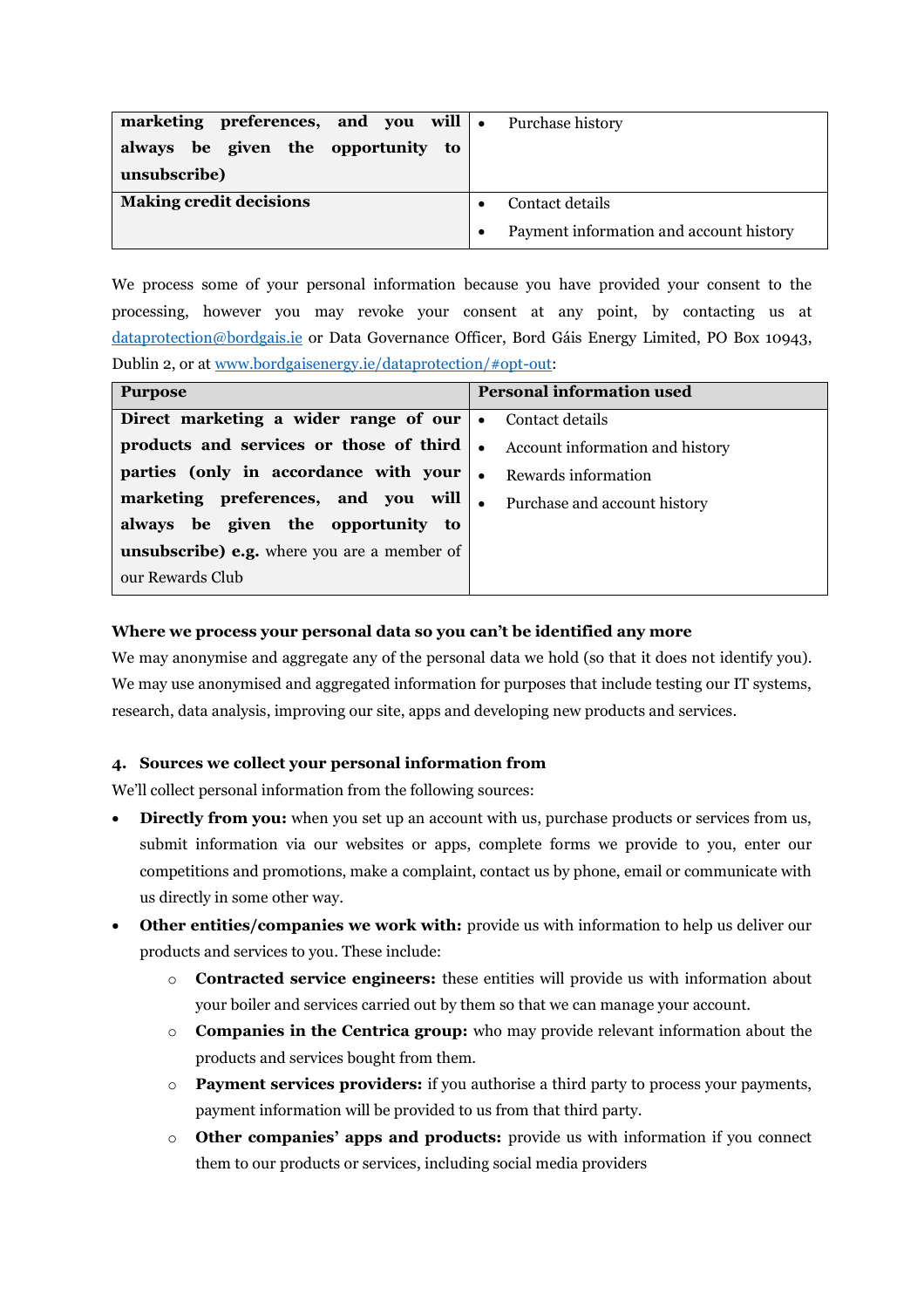| | |
|---|---|
| **marketing preferences, and you will always be given the opportunity to unsubscribe)** | • Purchase history |
| **Making credit decisions** | • Contact details<br>• Payment information and account history |

We process some of your personal information because you have provided your consent to the processing, however you may revoke your consent at any point, by contacting us at dataprotection@bordgais.ie or Data Governance Officer, Bord Gáis Energy Limited, PO Box 10943, Dublin 2, or at www.bordgaisenergy.ie/dataprotection/#opt-out:

| Purpose | Personal information used |
|---|---|
| **Direct marketing a wider range of our products and services or those of third parties (only in accordance with your marketing preferences, and you will always be given the opportunity to unsubscribe) e.g.** where you are a member of our Rewards Club | • Contact details<br>• Account information and history<br>• Rewards information<br>• Purchase and account history |

**Where we process your personal data so you can't be identified any more**

We may anonymise and aggregate any of the personal data we hold (so that it does not identify you). We may use anonymised and aggregated information for purposes that include testing our IT systems, research, data analysis, improving our site, apps and developing new products and services.

## 4. Sources we collect your personal information from

We'll collect personal information from the following sources:

- **Directly from you:** when you set up an account with us, purchase products or services from us, submit information via our websites or apps, complete forms we provide to you, enter our competitions and promotions, make a complaint, contact us by phone, email or communicate with us directly in some other way.
- **Other entities/companies we work with:** provide us with information to help us deliver our products and services to you. These include:
  - **Contracted service engineers:** these entities will provide us with information about your boiler and services carried out by them so that we can manage your account.
  - **Companies in the Centrica group:** who may provide relevant information about the products and services bought from them.
  - **Payment services providers:** if you authorise a third party to process your payments, payment information will be provided to us from that third party.
  - **Other companies' apps and products:** provide us with information if you connect them to our products or services, including social media providers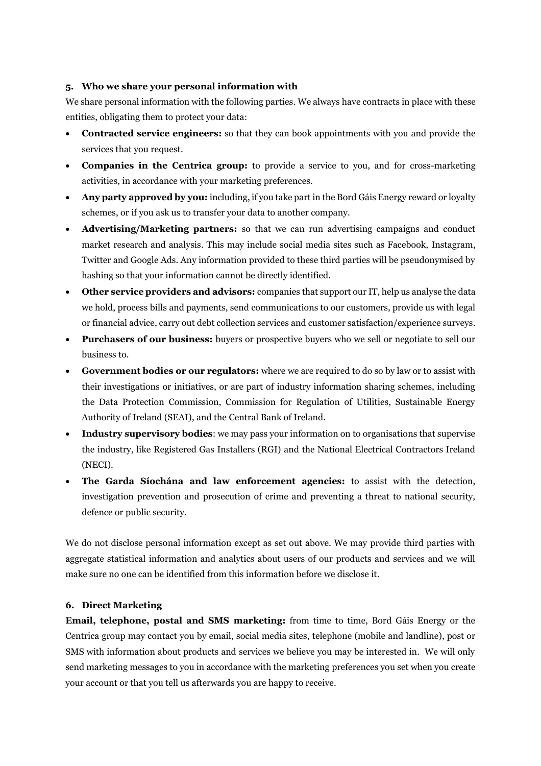### 5. Who we share your personal information with

We share personal information with the following parties. We always have contracts in place with these entities, obligating them to protect your data:

- **Contracted service engineers:** so that they can book appointments with you and provide the services that you request.
- **Companies in the Centrica group:** to provide a service to you, and for cross-marketing activities, in accordance with your marketing preferences.
- **Any party approved by you:** including, if you take part in the Bord Gáis Energy reward or loyalty schemes, or if you ask us to transfer your data to another company.
- **Advertising/Marketing partners:** so that we can run advertising campaigns and conduct market research and analysis. This may include social media sites such as Facebook, Instagram, Twitter and Google Ads. Any information provided to these third parties will be pseudonymised by hashing so that your information cannot be directly identified.
- **Other service providers and advisors:** companies that support our IT, help us analyse the data we hold, process bills and payments, send communications to our customers, provide us with legal or financial advice, carry out debt collection services and customer satisfaction/experience surveys.
- **Purchasers of our business:** buyers or prospective buyers who we sell or negotiate to sell our business to.
- **Government bodies or our regulators:** where we are required to do so by law or to assist with their investigations or initiatives, or are part of industry information sharing schemes, including the Data Protection Commission, Commission for Regulation of Utilities, Sustainable Energy Authority of Ireland (SEAI), and the Central Bank of Ireland.
- **Industry supervisory bodies**: we may pass your information on to organisations that supervise the industry, like Registered Gas Installers (RGI) and the National Electrical Contractors Ireland (NECI).
- **The Garda Síochána and law enforcement agencies:** to assist with the detection, investigation prevention and prosecution of crime and preventing a threat to national security, defence or public security.

We do not disclose personal information except as set out above. We may provide third parties with aggregate statistical information and analytics about users of our products and services and we will make sure no one can be identified from this information before we disclose it.

### 6. Direct Marketing

**Email, telephone, postal and SMS marketing:** from time to time, Bord Gáis Energy or the Centrica group may contact you by email, social media sites, telephone (mobile and landline), post or SMS with information about products and services we believe you may be interested in. We will only send marketing messages to you in accordance with the marketing preferences you set when you create your account or that you tell us afterwards you are happy to receive.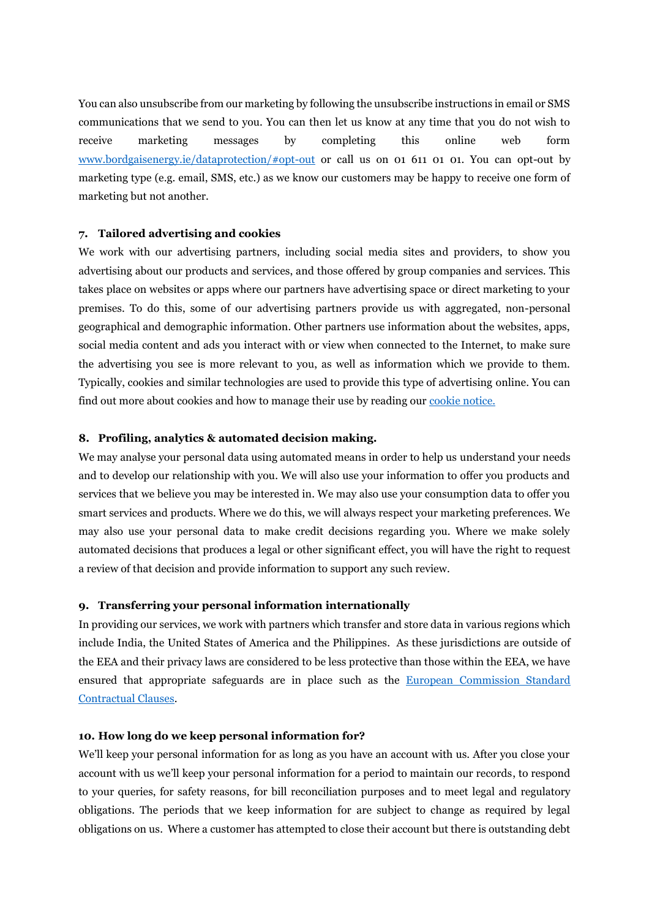You can also unsubscribe from our marketing by following the unsubscribe instructions in email or SMS communications that we send to you. You can then let us know at any time that you do not wish to receive marketing messages by completing this online web form [www.bordgaisenergy.ie/dataprotection/#opt-out](www.bordgaisenergy.ie/dataprotection/#opt-out) or call us on 01 611 01 01. You can opt-out by marketing type (e.g. email, SMS, etc.) as we know our customers may be happy to receive one form of marketing but not another.

### 7. Tailored advertising and cookies

We work with our advertising partners, including social media sites and providers, to show you advertising about our products and services, and those offered by group companies and services. This takes place on websites or apps where our partners have advertising space or direct marketing to your premises. To do this, some of our advertising partners provide us with aggregated, non-personal geographical and demographic information. Other partners use information about the websites, apps, social media content and ads you interact with or view when connected to the Internet, to make sure the advertising you see is more relevant to you, as well as information which we provide to them. Typically, cookies and similar technologies are used to provide this type of advertising online. You can find out more about cookies and how to manage their use by reading our cookie notice.

### 8. Profiling, analytics & automated decision making.

We may analyse your personal data using automated means in order to help us understand your needs and to develop our relationship with you. We will also use your information to offer you products and services that we believe you may be interested in. We may also use your consumption data to offer you smart services and products. Where we do this, we will always respect your marketing preferences. We may also use your personal data to make credit decisions regarding you. Where we make solely automated decisions that produces a legal or other significant effect, you will have the right to request a review of that decision and provide information to support any such review.

### 9. Transferring your personal information internationally

In providing our services, we work with partners which transfer and store data in various regions which include India, the United States of America and the Philippines. As these jurisdictions are outside of the EEA and their privacy laws are considered to be less protective than those within the EEA, we have ensured that appropriate safeguards are in place such as the European Commission Standard Contractual Clauses.

### 10. How long do we keep personal information for?

We'll keep your personal information for as long as you have an account with us. After you close your account with us we'll keep your personal information for a period to maintain our records, to respond to your queries, for safety reasons, for bill reconciliation purposes and to meet legal and regulatory obligations. The periods that we keep information for are subject to change as required by legal obligations on us. Where a customer has attempted to close their account but there is outstanding debt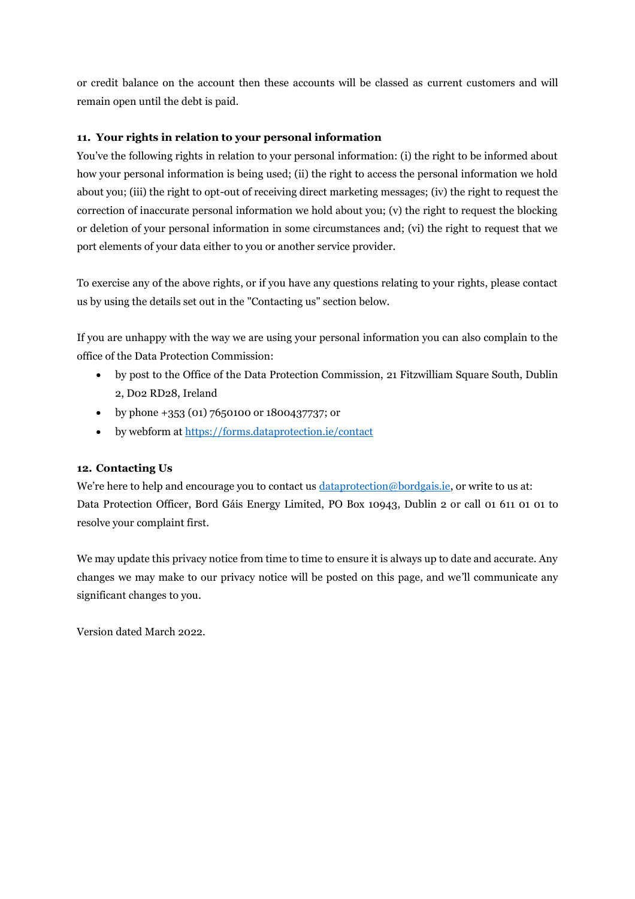or credit balance on the account then these accounts will be classed as current customers and will remain open until the debt is paid.

### 11. Your rights in relation to your personal information

You've the following rights in relation to your personal information: (i) the right to be informed about how your personal information is being used; (ii) the right to access the personal information we hold about you; (iii) the right to opt-out of receiving direct marketing messages; (iv) the right to request the correction of inaccurate personal information we hold about you; (v) the right to request the blocking or deletion of your personal information in some circumstances and; (vi) the right to request that we port elements of your data either to you or another service provider.

To exercise any of the above rights, or if you have any questions relating to your rights, please contact us by using the details set out in the "Contacting us" section below.

If you are unhappy with the way we are using your personal information you can also complain to the office of the Data Protection Commission:

- by post to the Office of the Data Protection Commission, 21 Fitzwilliam Square South, Dublin 2, D02 RD28, Ireland
- by phone +353 (01) 7650100 or 1800437737; or
- by webform at https://forms.dataprotection.ie/contact

### 12. Contacting Us

We're here to help and encourage you to contact us dataprotection@bordgais.ie, or write to us at: Data Protection Officer, Bord Gáis Energy Limited, PO Box 10943, Dublin 2 or call 01 611 01 01 to resolve your complaint first.

We may update this privacy notice from time to time to ensure it is always up to date and accurate. Any changes we may make to our privacy notice will be posted on this page, and we'll communicate any significant changes to you.

Version dated March 2022.